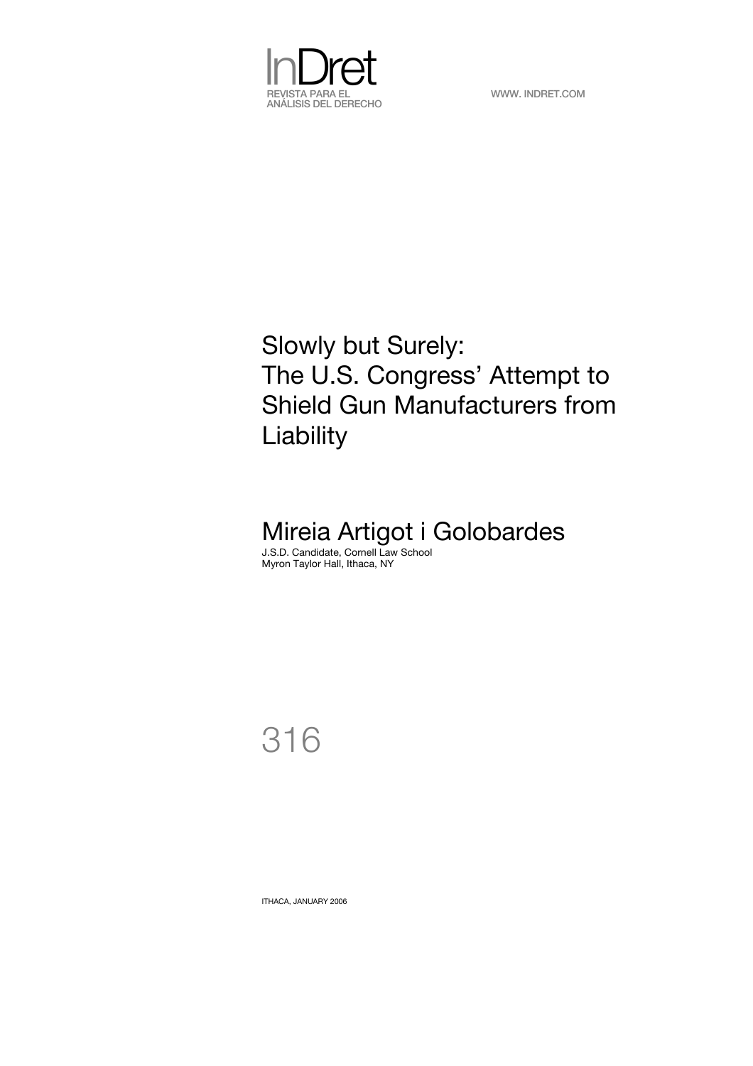InDret

REVISTA PARA EL ANÁLISIS DEL DERECHO

WWW. INDRET.COM

# Slowly but Surely: The U.S. Congress' Attempt to Shield Gun Manufacturers from Liability

## Mireia Artigot i Golobardes

J.S.D. Candidate, Cornell Law School
Myron Taylor Hall, Ithaca, NY

316

ITHACA, JANUARY 2006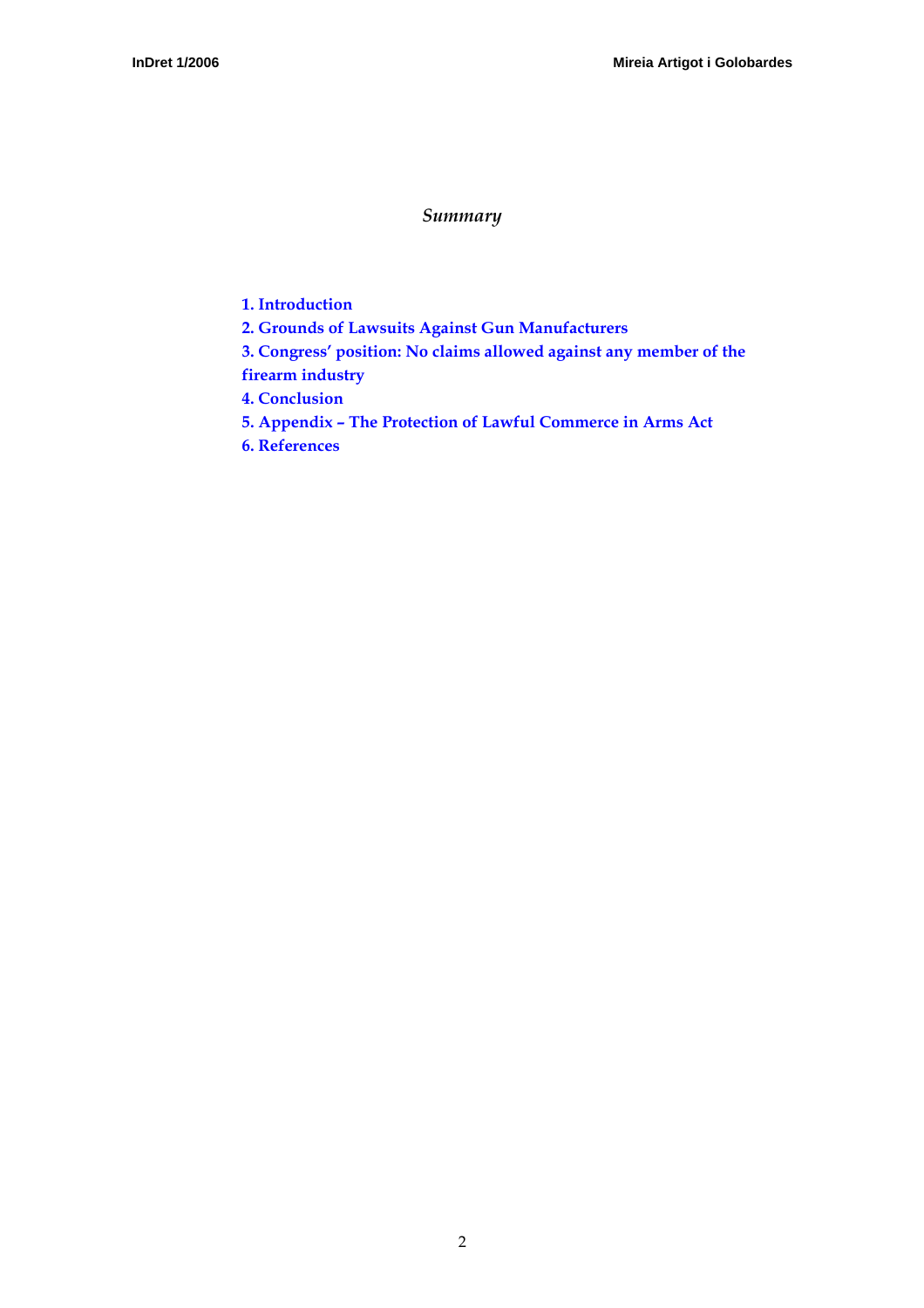*Summary*

1. Introduction
2. Grounds of Lawsuits Against Gun Manufacturers
3. Congress' position: No claims allowed against any member of the firearm industry
4. Conclusion
5. Appendix – The Protection of Lawful Commerce in Arms Act
6. References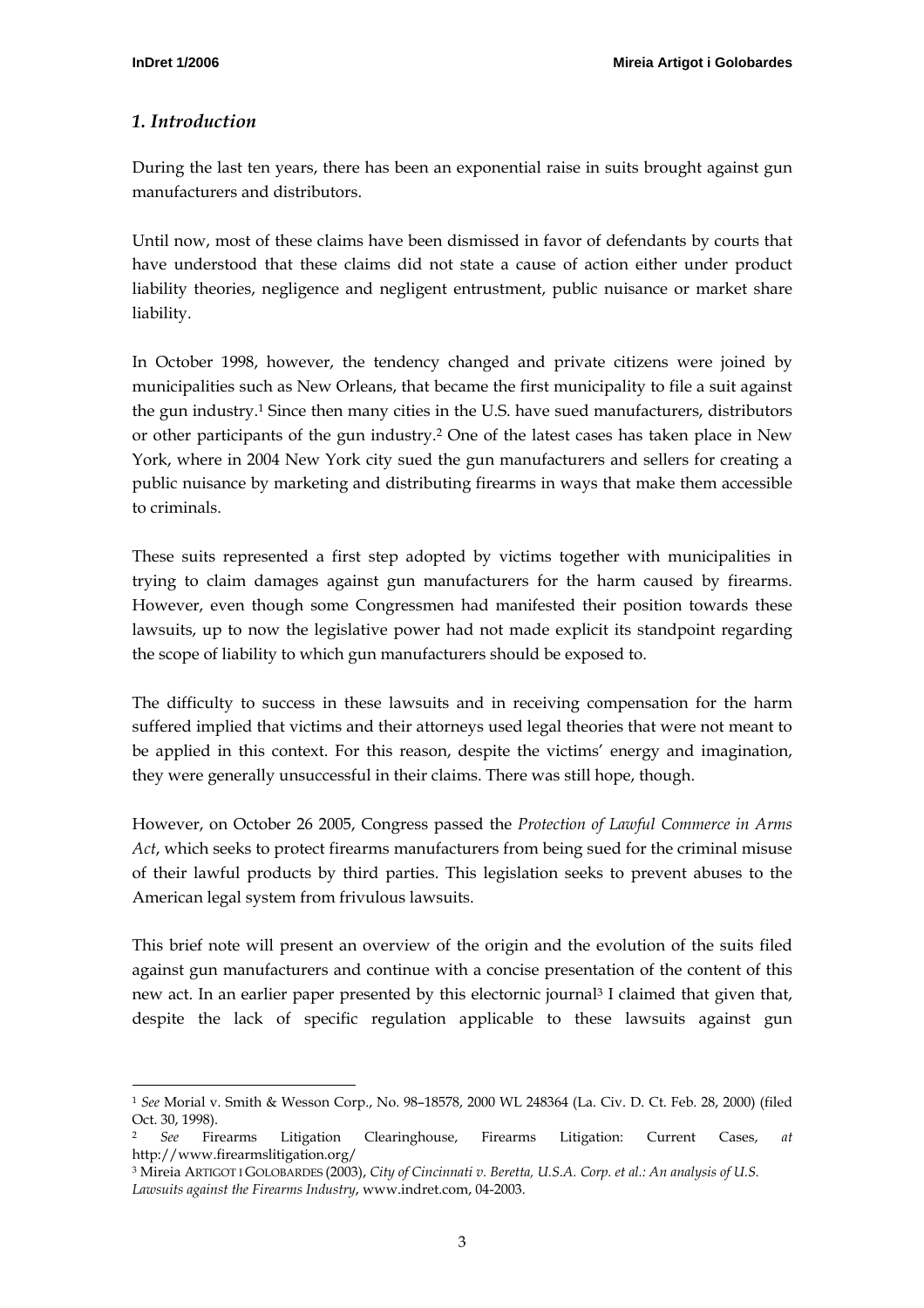## *1. Introduction*

During the last ten years, there has been an exponential raise in suits brought against gun manufacturers and distributors.

Until now, most of these claims have been dismissed in favor of defendants by courts that have understood that these claims did not state a cause of action either under product liability theories, negligence and negligent entrustment, public nuisance or market share liability.

In October 1998, however, the tendency changed and private citizens were joined by municipalities such as New Orleans, that became the first municipality to file a suit against the gun industry.[1] Since then many cities in the U.S. have sued manufacturers, distributors or other participants of the gun industry.[2] One of the latest cases has taken place in New York, where in 2004 New York city sued the gun manufacturers and sellers for creating a public nuisance by marketing and distributing firearms in ways that make them accessible to criminals.

These suits represented a first step adopted by victims together with municipalities in trying to claim damages against gun manufacturers for the harm caused by firearms. However, even though some Congressmen had manifested their position towards these lawsuits, up to now the legislative power had not made explicit its standpoint regarding the scope of liability to which gun manufacturers should be exposed to.

The difficulty to success in these lawsuits and in receiving compensation for the harm suffered implied that victims and their attorneys used legal theories that were not meant to be applied in this context. For this reason, despite the victims' energy and imagination, they were generally unsuccessful in their claims. There was still hope, though.

However, on October 26 2005, Congress passed the *Protection of Lawful Commerce in Arms Act*, which seeks to protect firearms manufacturers from being sued for the criminal misuse of their lawful products by third parties. This legislation seeks to prevent abuses to the American legal system from frivulous lawsuits.

This brief note will present an overview of the origin and the evolution of the suits filed against gun manufacturers and continue with a concise presentation of the content of this new act. In an earlier paper presented by this electornic journal[3] I claimed that given that, despite the lack of specific regulation applicable to these lawsuits against gun

---

[1] *See* Morial v. Smith & Wesson Corp., No. 98–18578, 2000 WL 248364 (La. Civ. D. Ct. Feb. 28, 2000) (filed Oct. 30, 1998).

[2] *See* Firearms Litigation Clearinghouse, Firearms Litigation: Current Cases, *at* http://www.firearmslitigation.org/

[3] Mireia ARTIGOT I GOLOBARDES (2003), *City of Cincinnati v. Beretta, U.S.A. Corp. et al.: An analysis of U.S. Lawsuits against the Firearms Industry*, www.indret.com, 04-2003.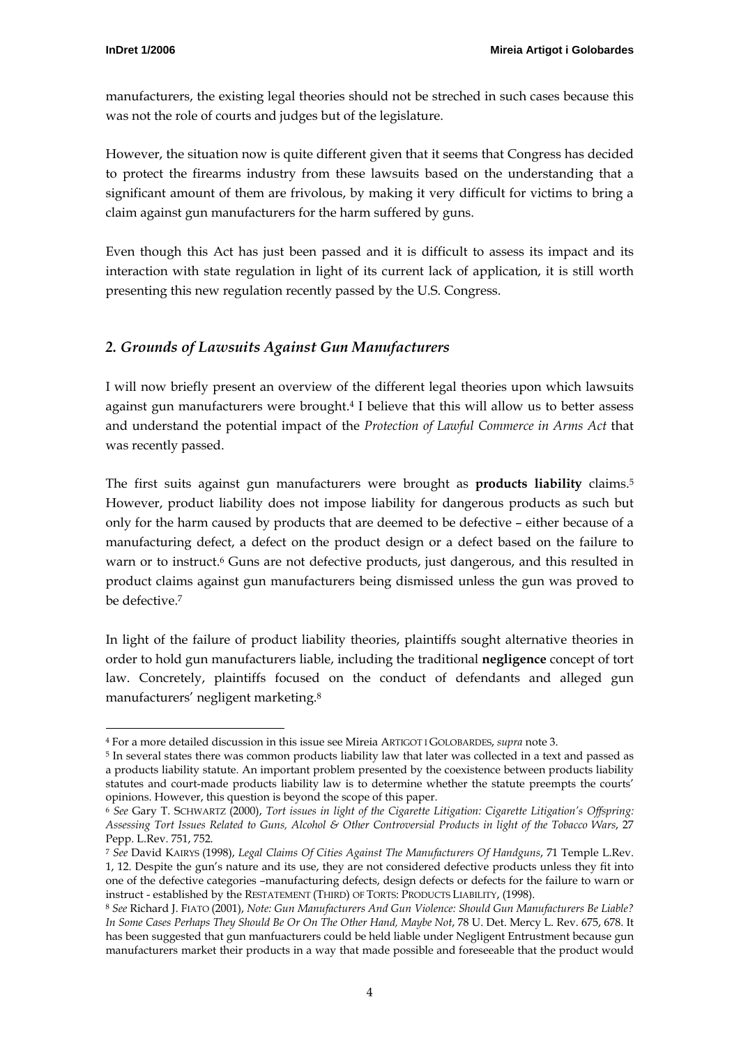manufacturers, the existing legal theories should not be streched in such cases because this was not the role of courts and judges but of the legislature.

However, the situation now is quite different given that it seems that Congress has decided to protect the firearms industry from these lawsuits based on the understanding that a significant amount of them are frivolous, by making it very difficult for victims to bring a claim against gun manufacturers for the harm suffered by guns.

Even though this Act has just been passed and it is difficult to assess its impact and its interaction with state regulation in light of its current lack of application, it is still worth presenting this new regulation recently passed by the U.S. Congress.

## *2. Grounds of Lawsuits Against Gun Manufacturers*

I will now briefly present an overview of the different legal theories upon which lawsuits against gun manufacturers were brought.[4] I believe that this will allow us to better assess and understand the potential impact of the *Protection of Lawful Commerce in Arms Act* that was recently passed.

The first suits against gun manufacturers were brought as **products liability** claims.[5] However, product liability does not impose liability for dangerous products as such but only for the harm caused by products that are deemed to be defective – either because of a manufacturing defect, a defect on the product design or a defect based on the failure to warn or to instruct.[6] Guns are not defective products, just dangerous, and this resulted in product claims against gun manufacturers being dismissed unless the gun was proved to be defective.[7]

In light of the failure of product liability theories, plaintiffs sought alternative theories in order to hold gun manufacturers liable, including the traditional **negligence** concept of tort law. Concretely, plaintiffs focused on the conduct of defendants and alleged gun manufacturers' negligent marketing.[8]

---

[4] For a more detailed discussion in this issue see Mireia ARTIGOT I GOLOBARDES, *supra* note 3.

[5] In several states there was common products liability law that later was collected in a text and passed as a products liability statute. An important problem presented by the coexistence between products liability statutes and court-made products liability law is to determine whether the statute preempts the courts' opinions. However, this question is beyond the scope of this paper.

[6] *See* Gary T. SCHWARTZ (2000), *Tort issues in light of the Cigarette Litigation: Cigarette Litigation's Offspring: Assessing Tort Issues Related to Guns, Alcohol & Other Controversial Products in light of the Tobacco Wars*, 27 Pepp. L.Rev. 751, 752.

[7] *See* David KAIRYS (1998), *Legal Claims Of Cities Against The Manufacturers Of Handguns*, 71 Temple L.Rev. 1, 12. Despite the gun's nature and its use, they are not considered defective products unless they fit into one of the defective categories –manufacturing defects, design defects or defects for the failure to warn or instruct - established by the RESTATEMENT (THIRD) OF TORTS: PRODUCTS LIABILITY, (1998).

[8] *See* Richard J. FIATO (2001), *Note: Gun Manufacturers And Gun Violence: Should Gun Manufacturers Be Liable? In Some Cases Perhaps They Should Be Or On The Other Hand, Maybe Not*, 78 U. Det. Mercy L. Rev. 675, 678. It has been suggested that gun manfuacturers could be held liable under Negligent Entrustment because gun manufacturers market their products in a way that made possible and foreseeable that the product would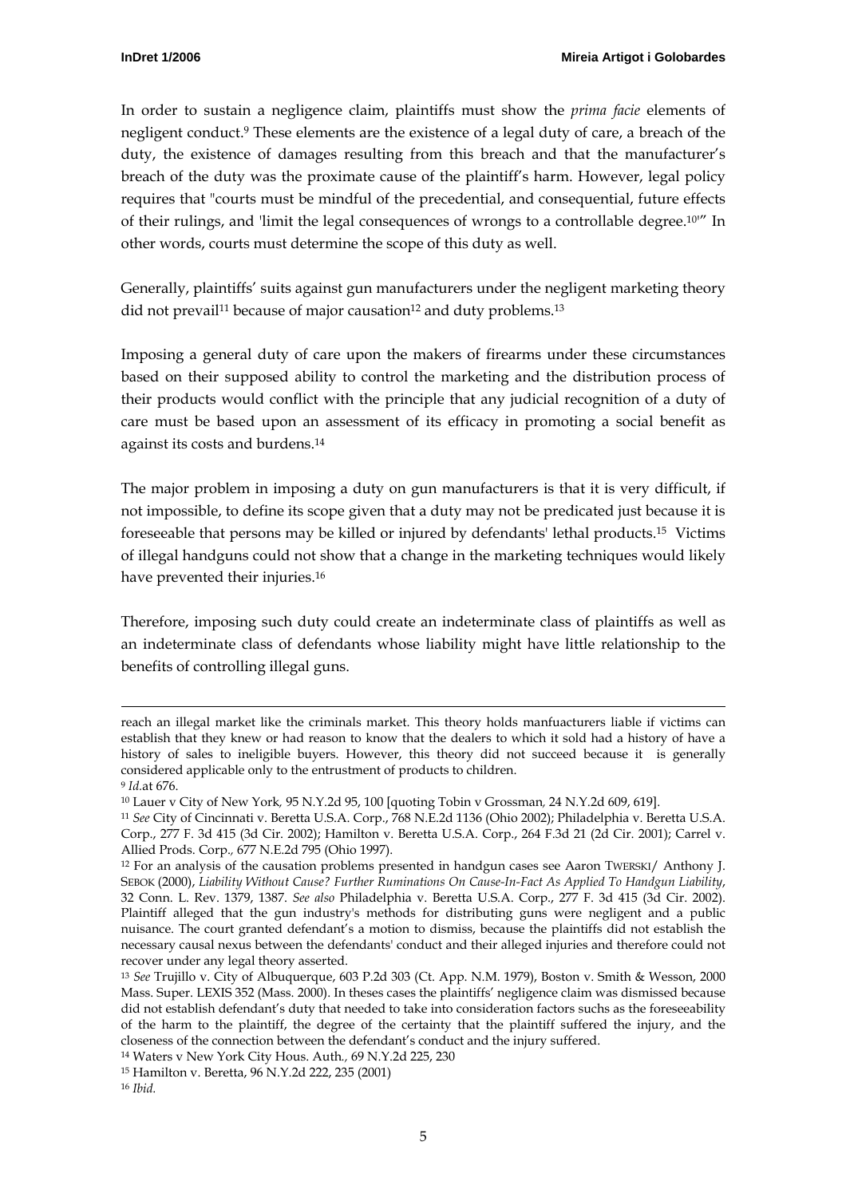In order to sustain a negligence claim, plaintiffs must show the *prima facie* elements of negligent conduct.[9] These elements are the existence of a legal duty of care, a breach of the duty, the existence of damages resulting from this breach and that the manufacturer's breach of the duty was the proximate cause of the plaintiff's harm. However, legal policy requires that "courts must be mindful of the precedential, and consequential, future effects of their rulings, and 'limit the legal consequences of wrongs to a controllable degree.[10]'" In other words, courts must determine the scope of this duty as well.

Generally, plaintiffs' suits against gun manufacturers under the negligent marketing theory did not prevail[11] because of major causation[12] and duty problems.[13]

Imposing a general duty of care upon the makers of firearms under these circumstances based on their supposed ability to control the marketing and the distribution process of their products would conflict with the principle that any judicial recognition of a duty of care must be based upon an assessment of its efficacy in promoting a social benefit as against its costs and burdens.[14]

The major problem in imposing a duty on gun manufacturers is that it is very difficult, if not impossible, to define its scope given that a duty may not be predicated just because it is foreseeable that persons may be killed or injured by defendants' lethal products.[15] Victims of illegal handguns could not show that a change in the marketing techniques would likely have prevented their injuries.[16]

Therefore, imposing such duty could create an indeterminate class of plaintiffs as well as an indeterminate class of defendants whose liability might have little relationship to the benefits of controlling illegal guns.

---

reach an illegal market like the criminals market. This theory holds manfuacturers liable if victims can establish that they knew or had reason to know that the dealers to which it sold had a history of have a history of sales to ineligible buyers. However, this theory did not succeed because it is generally considered applicable only to the entrustment of products to children.

[9] *Id.*at 676.

[10] Lauer v City of New York*,* 95 N.Y.2d 95, 100 [quoting Tobin v Grossman*,* 24 N.Y.2d 609, 619].

[11] *See* City of Cincinnati v. Beretta U.S.A. Corp., 768 N.E.2d 1136 (Ohio 2002); Philadelphia v. Beretta U.S.A. Corp., 277 F. 3d 415 (3d Cir. 2002); Hamilton v. Beretta U.S.A. Corp., 264 F.3d 21 (2d Cir. 2001); Carrel v. Allied Prods. Corp.*,* 677 N.E.2d 795 (Ohio 1997).

[12] For an analysis of the causation problems presented in handgun cases see Aaron TWERSKI/ Anthony J. SEBOK (2000), *Liability Without Cause? Further Ruminations On Cause-In-Fact As Applied To Handgun Liability*, 32 Conn. L. Rev. 1379, 1387. *See also* Philadelphia v. Beretta U.S.A. Corp., 277 F. 3d 415 (3d Cir. 2002). Plaintiff alleged that the gun industry's methods for distributing guns were negligent and a public nuisance. The court granted defendant's a motion to dismiss, because the plaintiffs did not establish the necessary causal nexus between the defendants' conduct and their alleged injuries and therefore could not recover under any legal theory asserted.

[13] *See* Trujillo v. City of Albuquerque, 603 P.2d 303 (Ct. App. N.M. 1979), Boston v. Smith & Wesson, 2000 Mass. Super. LEXIS 352 (Mass. 2000). In theses cases the plaintiffs' negligence claim was dismissed because did not establish defendant's duty that needed to take into consideration factors suchs as the foreseeability of the harm to the plaintiff, the degree of the certainty that the plaintiff suffered the injury, and the closeness of the connection between the defendant's conduct and the injury suffered.

[14] Waters v New York City Hous. Auth.*,* 69 N.Y.2d 225, 230

[15] Hamilton v. Beretta, 96 N.Y.2d 222, 235 (2001)

[16] *Ibid.*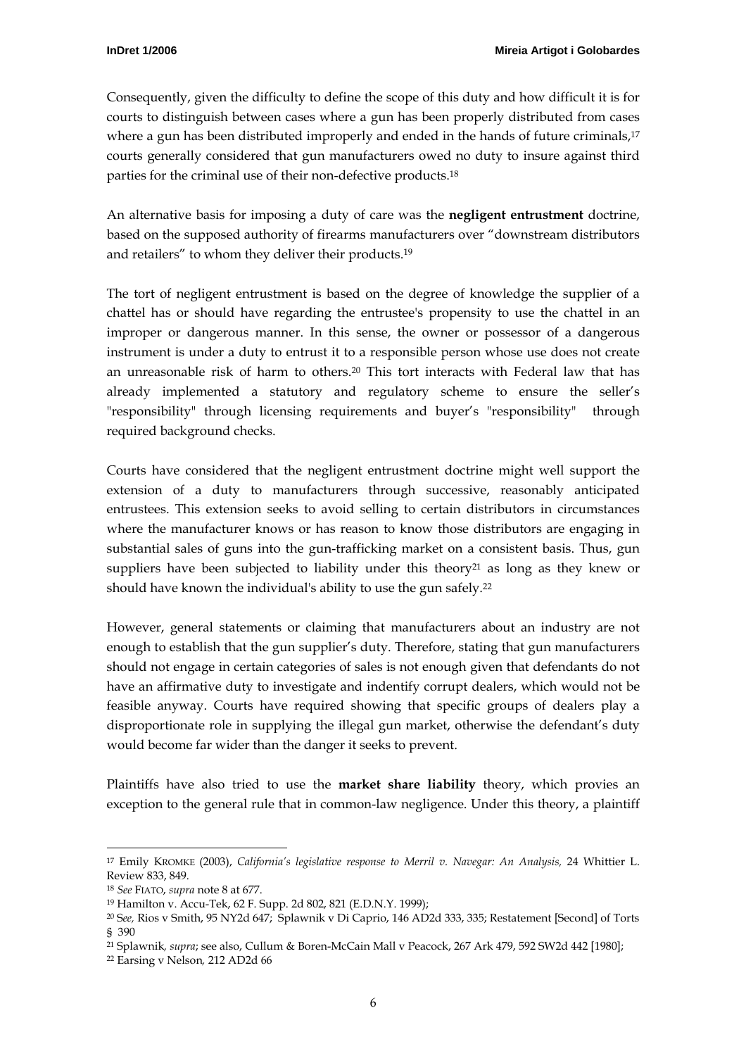Consequently, given the difficulty to define the scope of this duty and how difficult it is for courts to distinguish between cases where a gun has been properly distributed from cases where a gun has been distributed improperly and ended in the hands of future criminals,[17] courts generally considered that gun manufacturers owed no duty to insure against third parties for the criminal use of their non-defective products.[18]

An alternative basis for imposing a duty of care was the **negligent entrustment** doctrine, based on the supposed authority of firearms manufacturers over "downstream distributors and retailers" to whom they deliver their products.[19]

The tort of negligent entrustment is based on the degree of knowledge the supplier of a chattel has or should have regarding the entrustee's propensity to use the chattel in an improper or dangerous manner. In this sense, the owner or possessor of a dangerous instrument is under a duty to entrust it to a responsible person whose use does not create an unreasonable risk of harm to others.[20] This tort interacts with Federal law that has already implemented a statutory and regulatory scheme to ensure the seller's "responsibility" through licensing requirements and buyer's "responsibility" through required background checks.

Courts have considered that the negligent entrustment doctrine might well support the extension of a duty to manufacturers through successive, reasonably anticipated entrustees. This extension seeks to avoid selling to certain distributors in circumstances where the manufacturer knows or has reason to know those distributors are engaging in substantial sales of guns into the gun-trafficking market on a consistent basis. Thus, gun suppliers have been subjected to liability under this theory[21] as long as they knew or should have known the individual's ability to use the gun safely.[22]

However, general statements or claiming that manufacturers about an industry are not enough to establish that the gun supplier's duty. Therefore, stating that gun manufacturers should not engage in certain categories of sales is not enough given that defendants do not have an affirmative duty to investigate and indentify corrupt dealers, which would not be feasible anyway. Courts have required showing that specific groups of dealers play a disproportionate role in supplying the illegal gun market, otherwise the defendant's duty would become far wider than the danger it seeks to prevent.

Plaintiffs have also tried to use the **market share liability** theory, which provies an exception to the general rule that in common-law negligence. Under this theory, a plaintiff

---

[17] Emily KROMKE (2003), *California's legislative response to Merril v. Navegar: An Analysis,* 24 Whittier L. Review 833, 849.

[18] *See* FIATO, *supra* note 8 at 677.

[19] Hamilton v. Accu-Tek, 62 F. Supp. 2d 802, 821 (E.D.N.Y. 1999);

[20] S*ee,* Rios v Smith, 95 NY2d 647; Splawnik v Di Caprio, 146 AD2d 333, 335; Restatement [Second] of Torts § 390

[21] Splawnik, *supra*; see also, Cullum & Boren-McCain Mall v Peacock, 267 Ark 479, 592 SW2d 442 [1980];

[22] Earsing v Nelson*,* 212 AD2d 66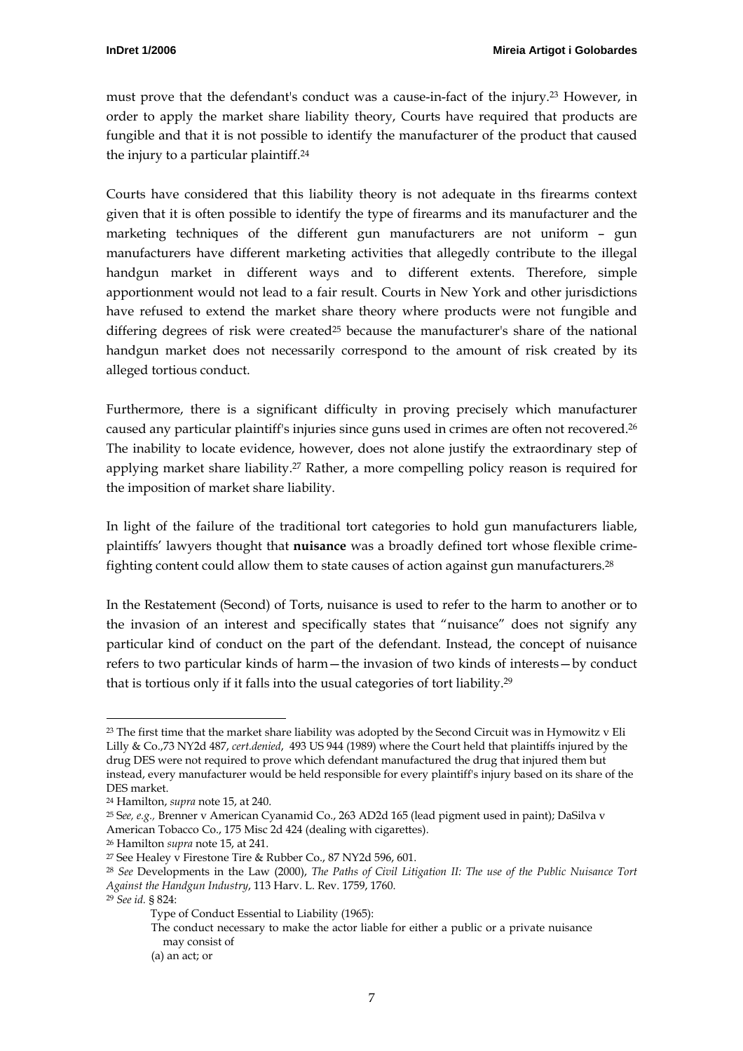must prove that the defendant's conduct was a cause-in-fact of the injury.[23] However, in order to apply the market share liability theory, Courts have required that products are fungible and that it is not possible to identify the manufacturer of the product that caused the injury to a particular plaintiff.[24]

Courts have considered that this liability theory is not adequate in ths firearms context given that it is often possible to identify the type of firearms and its manufacturer and the marketing techniques of the different gun manufacturers are not uniform – gun manufacturers have different marketing activities that allegedly contribute to the illegal handgun market in different ways and to different extents. Therefore, simple apportionment would not lead to a fair result. Courts in New York and other jurisdictions have refused to extend the market share theory where products were not fungible and differing degrees of risk were created[25] because the manufacturer's share of the national handgun market does not necessarily correspond to the amount of risk created by its alleged tortious conduct.

Furthermore, there is a significant difficulty in proving precisely which manufacturer caused any particular plaintiff's injuries since guns used in crimes are often not recovered.[26] The inability to locate evidence, however, does not alone justify the extraordinary step of applying market share liability.[27] Rather, a more compelling policy reason is required for the imposition of market share liability.

In light of the failure of the traditional tort categories to hold gun manufacturers liable, plaintiffs' lawyers thought that **nuisance** was a broadly defined tort whose flexible crime-fighting content could allow them to state causes of action against gun manufacturers.[28]

In the Restatement (Second) of Torts, nuisance is used to refer to the harm to another or to the invasion of an interest and specifically states that "nuisance" does not signify any particular kind of conduct on the part of the defendant. Instead, the concept of nuisance refers to two particular kinds of harm—the invasion of two kinds of interests—by conduct that is tortious only if it falls into the usual categories of tort liability.[29]

---

[23] The first time that the market share liability was adopted by the Second Circuit was in Hymowitz v Eli Lilly & Co.,73 NY2d 487, *cert.denied*, 493 US 944 (1989) where the Court held that plaintiffs injured by the drug DES were not required to prove which defendant manufactured the drug that injured them but instead, every manufacturer would be held responsible for every plaintiff's injury based on its share of the DES market.

[24] Hamilton, *supra* note 15, at 240.

[25] S*ee, e.g.,* Brenner v American Cyanamid Co., 263 AD2d 165 (lead pigment used in paint); DaSilva v American Tobacco Co., 175 Misc 2d 424 (dealing with cigarettes).

[26] Hamilton *supra* note 15, at 241.

[27] See Healey v Firestone Tire & Rubber Co., 87 NY2d 596, 601.

[28] *See* Developments in the Law (2000), *The Paths of Civil Litigation II: The use of the Public Nuisance Tort Against the Handgun Industry*, 113 Harv. L. Rev. 1759, 1760.

[29] *See id.* § 824:

> Type of Conduct Essential to Liability (1965):
>
> The conduct necessary to make the actor liable for either a public or a private nuisance may consist of
>
> (a) an act; or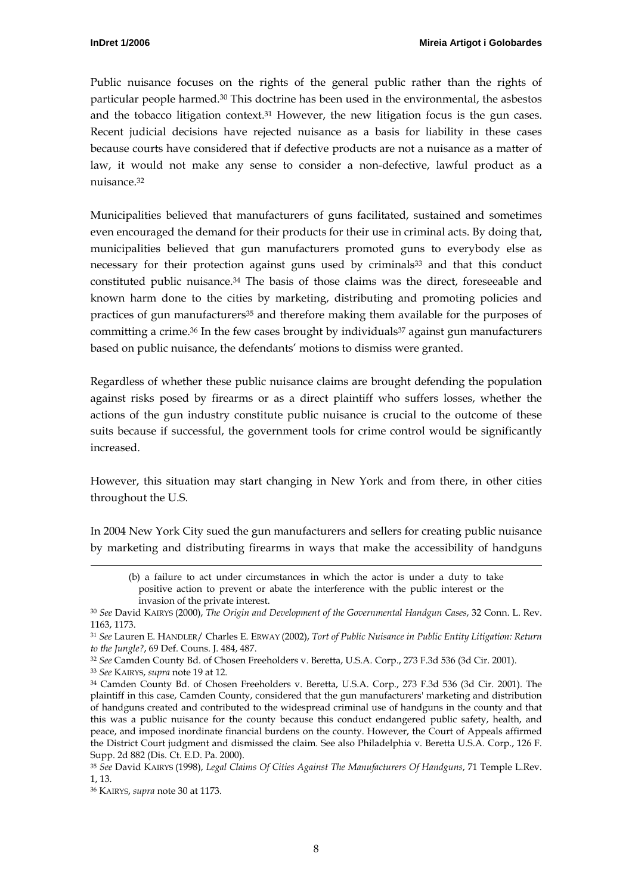Public nuisance focuses on the rights of the general public rather than the rights of particular people harmed.[30] This doctrine has been used in the environmental, the asbestos and the tobacco litigation context.[31] However, the new litigation focus is the gun cases. Recent judicial decisions have rejected nuisance as a basis for liability in these cases because courts have considered that if defective products are not a nuisance as a matter of law, it would not make any sense to consider a non-defective, lawful product as a nuisance.[32]

Municipalities believed that manufacturers of guns facilitated, sustained and sometimes even encouraged the demand for their products for their use in criminal acts. By doing that, municipalities believed that gun manufacturers promoted guns to everybody else as necessary for their protection against guns used by criminals[33] and that this conduct constituted public nuisance.[34] The basis of those claims was the direct, foreseeable and known harm done to the cities by marketing, distributing and promoting policies and practices of gun manufacturers[35] and therefore making them available for the purposes of committing a crime.[36] In the few cases brought by individuals[37] against gun manufacturers based on public nuisance, the defendants' motions to dismiss were granted.

Regardless of whether these public nuisance claims are brought defending the population against risks posed by firearms or as a direct plaintiff who suffers losses, whether the actions of the gun industry constitute public nuisance is crucial to the outcome of these suits because if successful, the government tools for crime control would be significantly increased.

However, this situation may start changing in New York and from there, in other cities throughout the U.S.

In 2004 New York City sued the gun manufacturers and sellers for creating public nuisance by marketing and distributing firearms in ways that make the accessibility of handguns

---

> (b) a failure to act under circumstances in which the actor is under a duty to take positive action to prevent or abate the interference with the public interest or the invasion of the private interest.

[30] *See* David KAIRYS (2000), *The Origin and Development of the Governmental Handgun Cases*, 32 Conn. L. Rev. 1163, 1173.

[31] *See* Lauren E. HANDLER/ Charles E. ERWAY (2002), *Tort of Public Nuisance in Public Entity Litigation: Return to the Jungle?*, 69 Def. Couns. J. 484, 487.

[32] *See* Camden County Bd. of Chosen Freeholders v. Beretta, U.S.A. Corp., 273 F.3d 536 (3d Cir. 2001).

[33] *See* KAIRYS, *supra* note 19 at 12.

[34] Camden County Bd. of Chosen Freeholders v. Beretta, U.S.A. Corp., 273 F.3d 536 (3d Cir. 2001). The plaintiff in this case, Camden County, considered that the gun manufacturers' marketing and distribution of handguns created and contributed to the widespread criminal use of handguns in the county and that this was a public nuisance for the county because this conduct endangered public safety, health, and peace, and imposed inordinate financial burdens on the county. However, the Court of Appeals affirmed the District Court judgment and dismissed the claim. See also Philadelphia v. Beretta U.S.A. Corp., 126 F. Supp. 2d 882 (Dis. Ct. E.D. Pa. 2000).

[35] *See* David KAIRYS (1998), *Legal Claims Of Cities Against The Manufacturers Of Handguns*, 71 Temple L.Rev. 1, 13.

[36] KAIRYS, *supra* note 30 at 1173.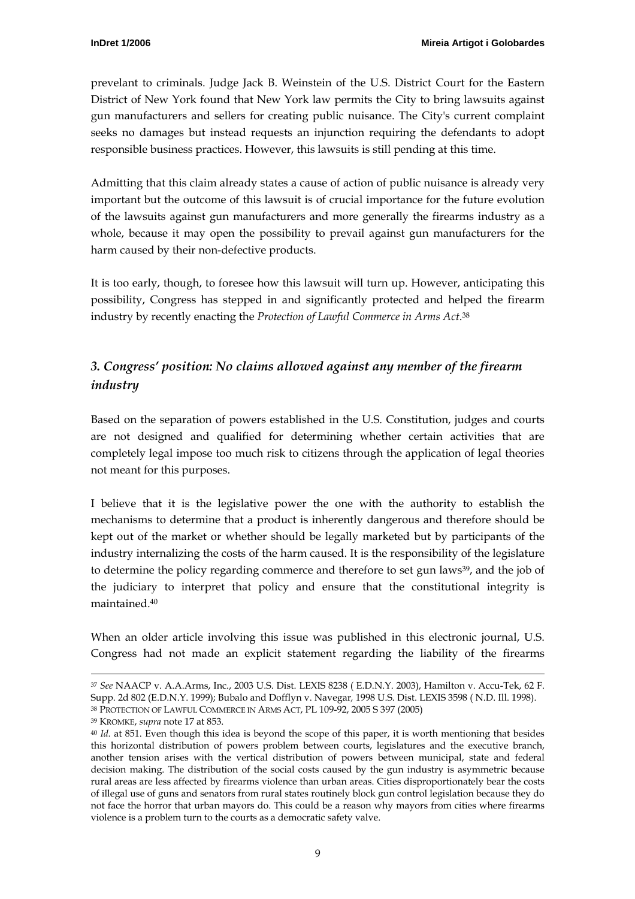prevelant to criminals. Judge Jack B. Weinstein of the U.S. District Court for the Eastern District of New York found that New York law permits the City to bring lawsuits against gun manufacturers and sellers for creating public nuisance. The City's current complaint seeks no damages but instead requests an injunction requiring the defendants to adopt responsible business practices. However, this lawsuits is still pending at this time.

Admitting that this claim already states a cause of action of public nuisance is already very important but the outcome of this lawsuit is of crucial importance for the future evolution of the lawsuits against gun manufacturers and more generally the firearms industry as a whole, because it may open the possibility to prevail against gun manufacturers for the harm caused by their non-defective products.

It is too early, though, to foresee how this lawsuit will turn up. However, anticipating this possibility, Congress has stepped in and significantly protected and helped the firearm industry by recently enacting the *Protection of Lawful Commerce in Arms Act*.[38]

## *3. Congress' position: No claims allowed against any member of the firearm industry*

Based on the separation of powers established in the U.S. Constitution, judges and courts are not designed and qualified for determining whether certain activities that are completely legal impose too much risk to citizens through the application of legal theories not meant for this purposes.

I believe that it is the legislative power the one with the authority to establish the mechanisms to determine that a product is inherently dangerous and therefore should be kept out of the market or whether should be legally marketed but by participants of the industry internalizing the costs of the harm caused. It is the responsibility of the legislature to determine the policy regarding commerce and therefore to set gun laws[39], and the job of the judiciary to interpret that policy and ensure that the constitutional integrity is maintained.[40]

When an older article involving this issue was published in this electronic journal, U.S. Congress had not made an explicit statement regarding the liability of the firearms

---

[37] *See* NAACP v. A.A.Arms, Inc., 2003 U.S. Dist. LEXIS 8238 ( E.D.N.Y. 2003), Hamilton v. Accu-Tek, 62 F. Supp. 2d 802 (E.D.N.Y. 1999); Bubalo and Dofflyn v. Navegar, 1998 U.S. Dist. LEXIS 3598 ( N.D. Ill. 1998).

[38] PROTECTION OF LAWFUL COMMERCE IN ARMS ACT, PL 109-92, 2005 S 397 (2005)

[39] KROMKE, *supra* note 17 at 853.

[40] *Id.* at 851. Even though this idea is beyond the scope of this paper, it is worth mentioning that besides this horizontal distribution of powers problem between courts, legislatures and the executive branch, another tension arises with the vertical distribution of powers between municipal, state and federal decision making. The distribution of the social costs caused by the gun industry is asymmetric because rural areas are less affected by firearms violence than urban areas. Cities disproportionately bear the costs of illegal use of guns and senators from rural states routinely block gun control legislation because they do not face the horror that urban mayors do. This could be a reason why mayors from cities where firearms violence is a problem turn to the courts as a democratic safety valve.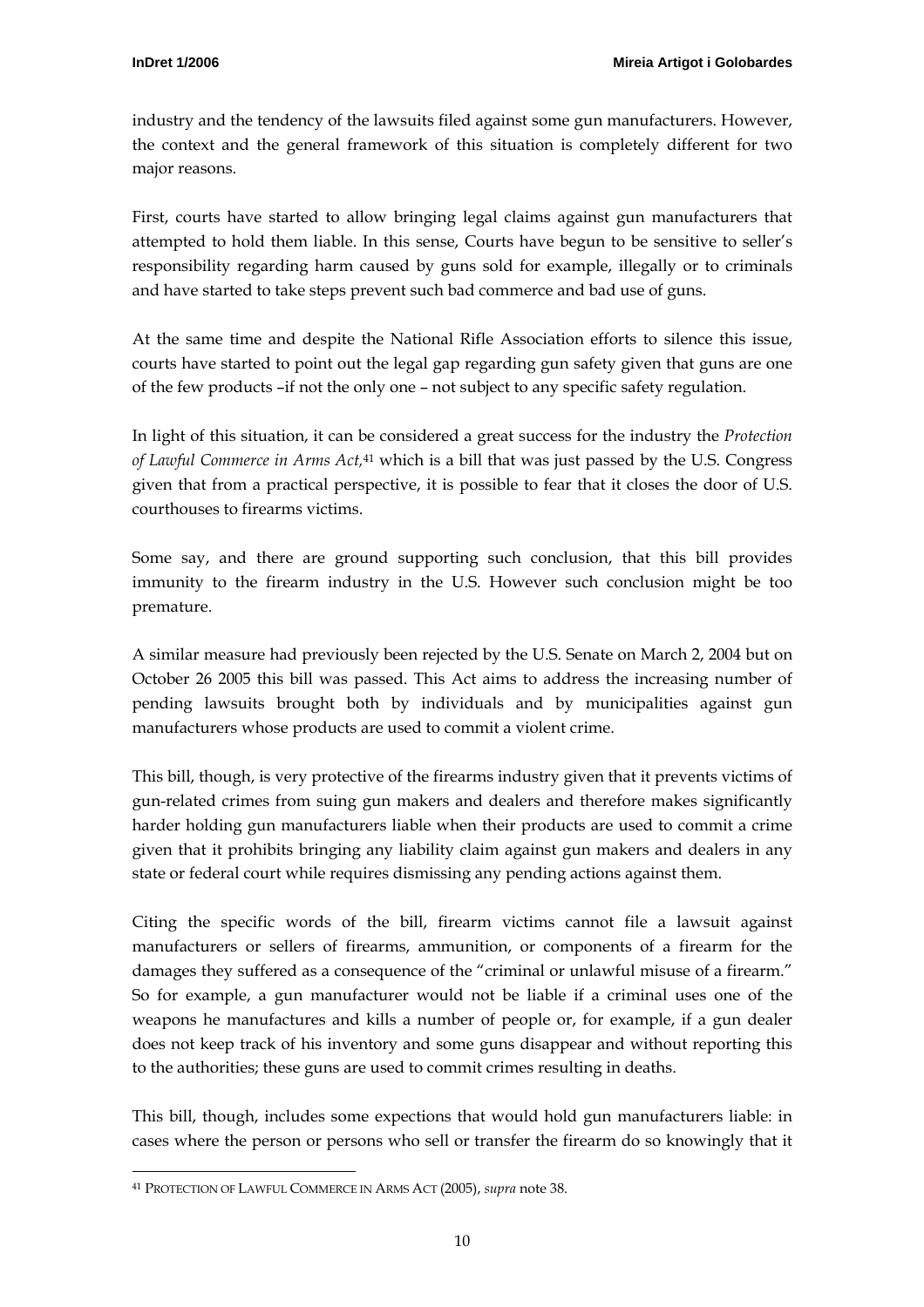industry and the tendency of the lawsuits filed against some gun manufacturers. However, the context and the general framework of this situation is completely different for two major reasons.

First, courts have started to allow bringing legal claims against gun manufacturers that attempted to hold them liable. In this sense, Courts have begun to be sensitive to seller's responsibility regarding harm caused by guns sold for example, illegally or to criminals and have started to take steps prevent such bad commerce and bad use of guns.

At the same time and despite the National Rifle Association efforts to silence this issue, courts have started to point out the legal gap regarding gun safety given that guns are one of the few products –if not the only one – not subject to any specific safety regulation.

In light of this situation, it can be considered a great success for the industry the *Protection of Lawful Commerce in Arms Act,*[41] which is a bill that was just passed by the U.S. Congress given that from a practical perspective, it is possible to fear that it closes the door of U.S. courthouses to firearms victims.

Some say, and there are ground supporting such conclusion, that this bill provides immunity to the firearm industry in the U.S. However such conclusion might be too premature.

A similar measure had previously been rejected by the U.S. Senate on March 2, 2004 but on October 26 2005 this bill was passed. This Act aims to address the increasing number of pending lawsuits brought both by individuals and by municipalities against gun manufacturers whose products are used to commit a violent crime.

This bill, though, is very protective of the firearms industry given that it prevents victims of gun-related crimes from suing gun makers and dealers and therefore makes significantly harder holding gun manufacturers liable when their products are used to commit a crime given that it prohibits bringing any liability claim against gun makers and dealers in any state or federal court while requires dismissing any pending actions against them.

Citing the specific words of the bill, firearm victims cannot file a lawsuit against manufacturers or sellers of firearms, ammunition, or components of a firearm for the damages they suffered as a consequence of the "criminal or unlawful misuse of a firearm." So for example, a gun manufacturer would not be liable if a criminal uses one of the weapons he manufactures and kills a number of people or, for example, if a gun dealer does not keep track of his inventory and some guns disappear and without reporting this to the authorities; these guns are used to commit crimes resulting in deaths.

This bill, though, includes some expections that would hold gun manufacturers liable: in cases where the person or persons who sell or transfer the firearm do so knowingly that it

---

[41] PROTECTION OF LAWFUL COMMERCE IN ARMS ACT (2005), *supra* note 38.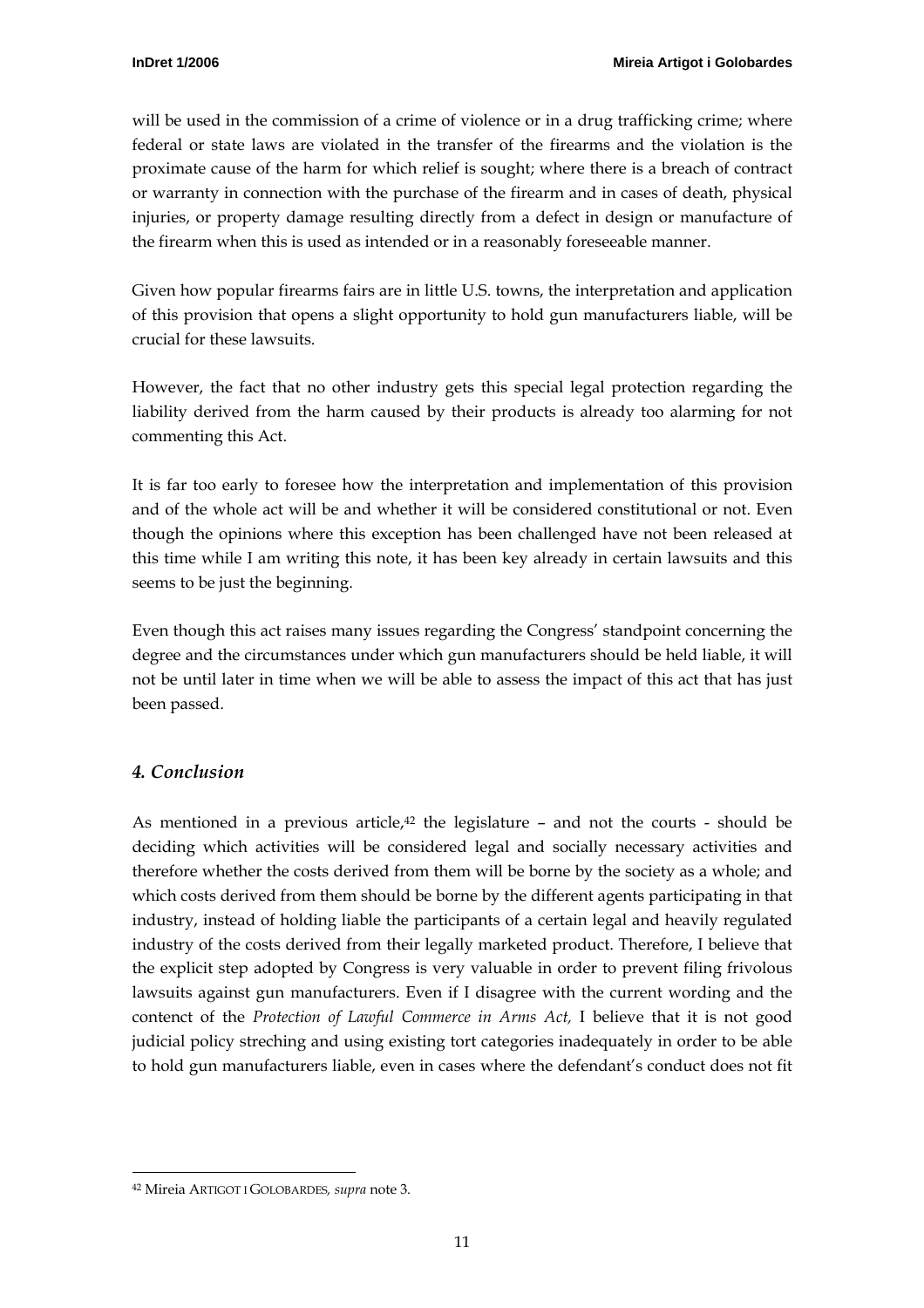will be used in the commission of a crime of violence or in a drug trafficking crime; where federal or state laws are violated in the transfer of the firearms and the violation is the proximate cause of the harm for which relief is sought; where there is a breach of contract or warranty in connection with the purchase of the firearm and in cases of death, physical injuries, or property damage resulting directly from a defect in design or manufacture of the firearm when this is used as intended or in a reasonably foreseeable manner.

Given how popular firearms fairs are in little U.S. towns, the interpretation and application of this provision that opens a slight opportunity to hold gun manufacturers liable, will be crucial for these lawsuits.

However, the fact that no other industry gets this special legal protection regarding the liability derived from the harm caused by their products is already too alarming for not commenting this Act.

It is far too early to foresee how the interpretation and implementation of this provision and of the whole act will be and whether it will be considered constitutional or not. Even though the opinions where this exception has been challenged have not been released at this time while I am writing this note, it has been key already in certain lawsuits and this seems to be just the beginning.

Even though this act raises many issues regarding the Congress' standpoint concerning the degree and the circumstances under which gun manufacturers should be held liable, it will not be until later in time when we will be able to assess the impact of this act that has just been passed.

### *4. Conclusion*

As mentioned in a previous article,[42] the legislature – and not the courts - should be deciding which activities will be considered legal and socially necessary activities and therefore whether the costs derived from them will be borne by the society as a whole; and which costs derived from them should be borne by the different agents participating in that industry, instead of holding liable the participants of a certain legal and heavily regulated industry of the costs derived from their legally marketed product. Therefore, I believe that the explicit step adopted by Congress is very valuable in order to prevent filing frivolous lawsuits against gun manufacturers. Even if I disagree with the current wording and the contenct of the *Protection of Lawful Commerce in Arms Act,* I believe that it is not good judicial policy streching and using existing tort categories inadequately in order to be able to hold gun manufacturers liable, even in cases where the defendant's conduct does not fit

---

[42] Mireia ARTIGOT I GOLOBARDES, *supra* note 3.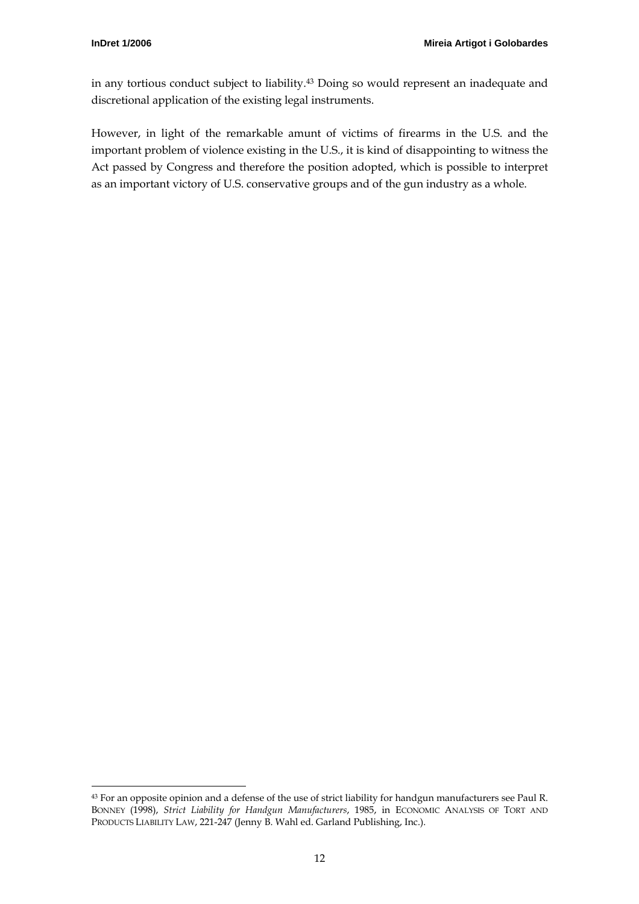in any tortious conduct subject to liability.[43] Doing so would represent an inadequate and discretional application of the existing legal instruments.

However, in light of the remarkable amunt of victims of firearms in the U.S. and the important problem of violence existing in the U.S., it is kind of disappointing to witness the Act passed by Congress and therefore the position adopted, which is possible to interpret as an important victory of U.S. conservative groups and of the gun industry as a whole.

---

[43] For an opposite opinion and a defense of the use of strict liability for handgun manufacturers see Paul R. BONNEY (1998), *Strict Liability for Handgun Manufacturers*, 1985, in ECONOMIC ANALYSIS OF TORT AND PRODUCTS LIABILITY LAW, 221-247 (Jenny B. Wahl ed. Garland Publishing, Inc.).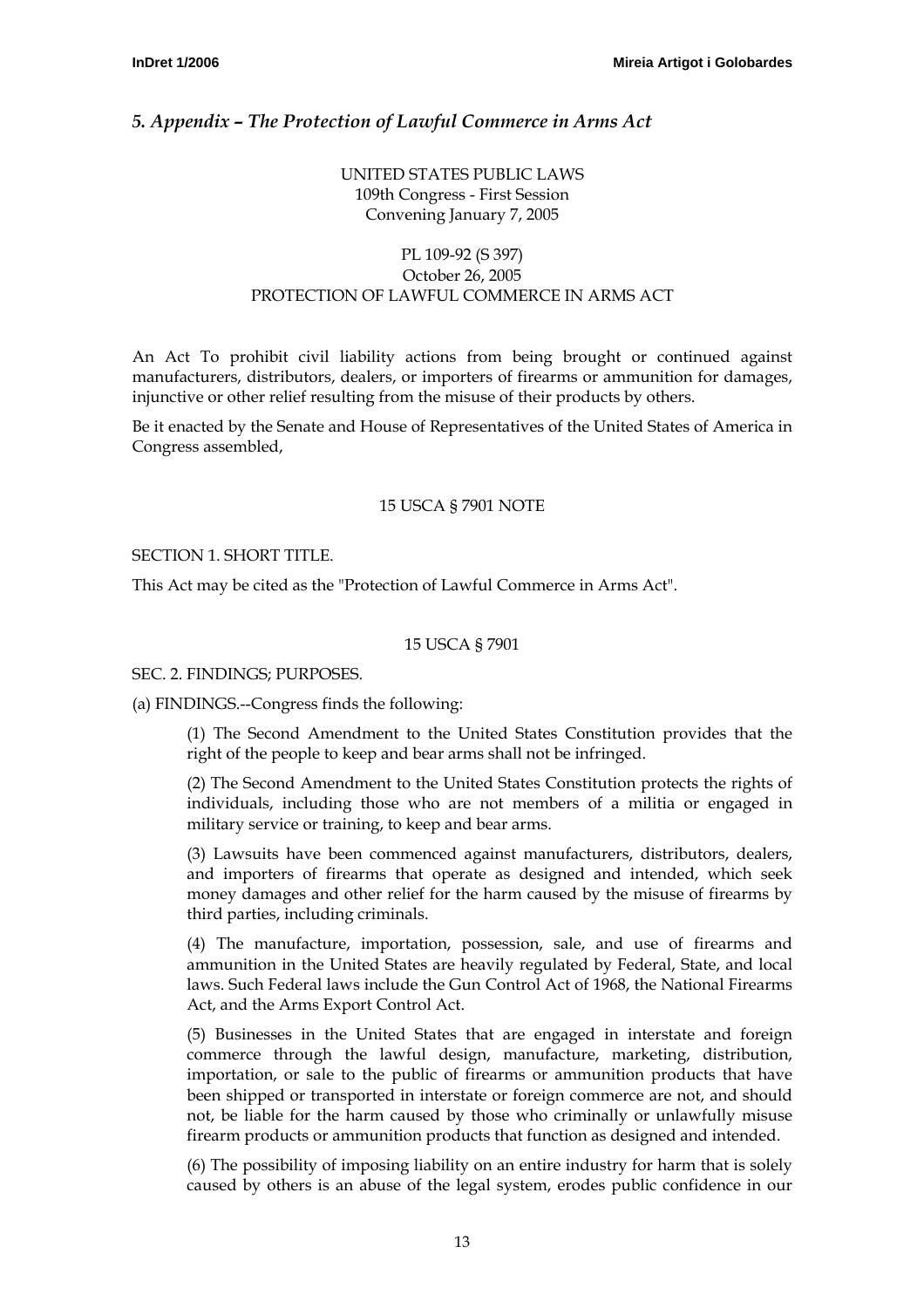## *5. Appendix – The Protection of Lawful Commerce in Arms Act*

UNITED STATES PUBLIC LAWS
109th Congress - First Session
Convening January 7, 2005

PL 109-92 (S 397)
October 26, 2005
PROTECTION OF LAWFUL COMMERCE IN ARMS ACT

An Act To prohibit civil liability actions from being brought or continued against manufacturers, distributors, dealers, or importers of firearms or ammunition for damages, injunctive or other relief resulting from the misuse of their products by others.

Be it enacted by the Senate and House of Representatives of the United States of America in Congress assembled,

15 USCA § 7901 NOTE

SECTION 1. SHORT TITLE.

This Act may be cited as the "Protection of Lawful Commerce in Arms Act".

15 USCA § 7901

SEC. 2. FINDINGS; PURPOSES.

(a) FINDINGS.--Congress finds the following:

(1) The Second Amendment to the United States Constitution provides that the right of the people to keep and bear arms shall not be infringed.

(2) The Second Amendment to the United States Constitution protects the rights of individuals, including those who are not members of a militia or engaged in military service or training, to keep and bear arms.

(3) Lawsuits have been commenced against manufacturers, distributors, dealers, and importers of firearms that operate as designed and intended, which seek money damages and other relief for the harm caused by the misuse of firearms by third parties, including criminals.

(4) The manufacture, importation, possession, sale, and use of firearms and ammunition in the United States are heavily regulated by Federal, State, and local laws. Such Federal laws include the Gun Control Act of 1968, the National Firearms Act, and the Arms Export Control Act.

(5) Businesses in the United States that are engaged in interstate and foreign commerce through the lawful design, manufacture, marketing, distribution, importation, or sale to the public of firearms or ammunition products that have been shipped or transported in interstate or foreign commerce are not, and should not, be liable for the harm caused by those who criminally or unlawfully misuse firearm products or ammunition products that function as designed and intended.

(6) The possibility of imposing liability on an entire industry for harm that is solely caused by others is an abuse of the legal system, erodes public confidence in our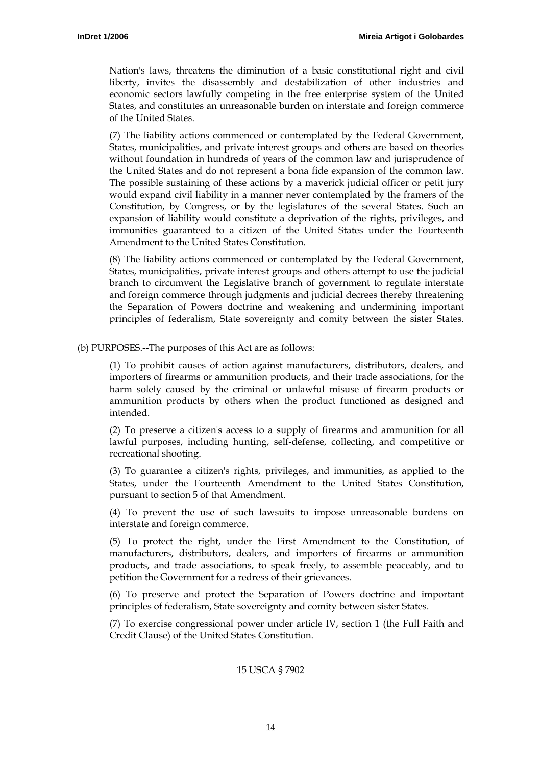Nation's laws, threatens the diminution of a basic constitutional right and civil liberty, invites the disassembly and destabilization of other industries and economic sectors lawfully competing in the free enterprise system of the United States, and constitutes an unreasonable burden on interstate and foreign commerce of the United States.

> (7) The liability actions commenced or contemplated by the Federal Government, States, municipalities, and private interest groups and others are based on theories without foundation in hundreds of years of the common law and jurisprudence of the United States and do not represent a bona fide expansion of the common law. The possible sustaining of these actions by a maverick judicial officer or petit jury would expand civil liability in a manner never contemplated by the framers of the Constitution, by Congress, or by the legislatures of the several States. Such an expansion of liability would constitute a deprivation of the rights, privileges, and immunities guaranteed to a citizen of the United States under the Fourteenth Amendment to the United States Constitution.
>
> (8) The liability actions commenced or contemplated by the Federal Government, States, municipalities, private interest groups and others attempt to use the judicial branch to circumvent the Legislative branch of government to regulate interstate and foreign commerce through judgments and judicial decrees thereby threatening the Separation of Powers doctrine and weakening and undermining important principles of federalism, State sovereignty and comity between the sister States.

(b) PURPOSES.--The purposes of this Act are as follows:

> (1) To prohibit causes of action against manufacturers, distributors, dealers, and importers of firearms or ammunition products, and their trade associations, for the harm solely caused by the criminal or unlawful misuse of firearm products or ammunition products by others when the product functioned as designed and intended.
>
> (2) To preserve a citizen's access to a supply of firearms and ammunition for all lawful purposes, including hunting, self-defense, collecting, and competitive or recreational shooting.
>
> (3) To guarantee a citizen's rights, privileges, and immunities, as applied to the States, under the Fourteenth Amendment to the United States Constitution, pursuant to section 5 of that Amendment.
>
> (4) To prevent the use of such lawsuits to impose unreasonable burdens on interstate and foreign commerce.
>
> (5) To protect the right, under the First Amendment to the Constitution, of manufacturers, distributors, dealers, and importers of firearms or ammunition products, and trade associations, to speak freely, to assemble peaceably, and to petition the Government for a redress of their grievances.
>
> (6) To preserve and protect the Separation of Powers doctrine and important principles of federalism, State sovereignty and comity between sister States.
>
> (7) To exercise congressional power under article IV, section 1 (the Full Faith and Credit Clause) of the United States Constitution.

15 USCA § 7902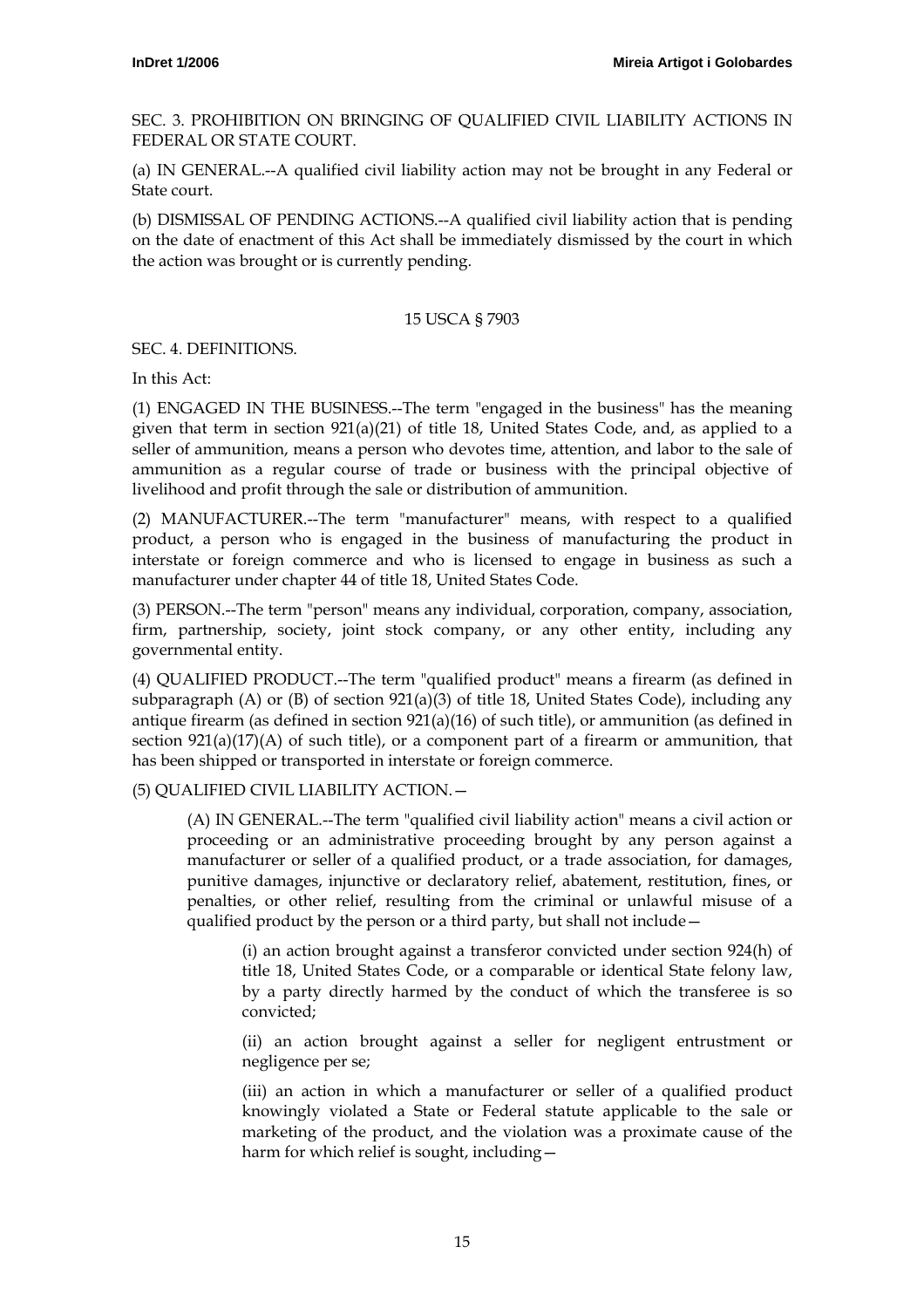SEC. 3. PROHIBITION ON BRINGING OF QUALIFIED CIVIL LIABILITY ACTIONS IN FEDERAL OR STATE COURT.

(a) IN GENERAL.--A qualified civil liability action may not be brought in any Federal or State court.

(b) DISMISSAL OF PENDING ACTIONS.--A qualified civil liability action that is pending on the date of enactment of this Act shall be immediately dismissed by the court in which the action was brought or is currently pending.

15 USCA § 7903

SEC. 4. DEFINITIONS.

In this Act:

(1) ENGAGED IN THE BUSINESS.--The term "engaged in the business" has the meaning given that term in section 921(a)(21) of title 18, United States Code, and, as applied to a seller of ammunition, means a person who devotes time, attention, and labor to the sale of ammunition as a regular course of trade or business with the principal objective of livelihood and profit through the sale or distribution of ammunition.

(2) MANUFACTURER.--The term "manufacturer" means, with respect to a qualified product, a person who is engaged in the business of manufacturing the product in interstate or foreign commerce and who is licensed to engage in business as such a manufacturer under chapter 44 of title 18, United States Code.

(3) PERSON.--The term "person" means any individual, corporation, company, association, firm, partnership, society, joint stock company, or any other entity, including any governmental entity.

(4) QUALIFIED PRODUCT.--The term "qualified product" means a firearm (as defined in subparagraph (A) or (B) of section 921(a)(3) of title 18, United States Code), including any antique firearm (as defined in section 921(a)(16) of such title), or ammunition (as defined in section 921(a)(17)(A) of such title), or a component part of a firearm or ammunition, that has been shipped or transported in interstate or foreign commerce.

(5) QUALIFIED CIVIL LIABILITY ACTION.—

> (A) IN GENERAL.--The term "qualified civil liability action" means a civil action or proceeding or an administrative proceeding brought by any person against a manufacturer or seller of a qualified product, or a trade association, for damages, punitive damages, injunctive or declaratory relief, abatement, restitution, fines, or penalties, or other relief, resulting from the criminal or unlawful misuse of a qualified product by the person or a third party, but shall not include—
>
> > (i) an action brought against a transferor convicted under section 924(h) of title 18, United States Code, or a comparable or identical State felony law, by a party directly harmed by the conduct of which the transferee is so convicted;
> >
> > (ii) an action brought against a seller for negligent entrustment or negligence per se;
> >
> > (iii) an action in which a manufacturer or seller of a qualified product knowingly violated a State or Federal statute applicable to the sale or marketing of the product, and the violation was a proximate cause of the harm for which relief is sought, including—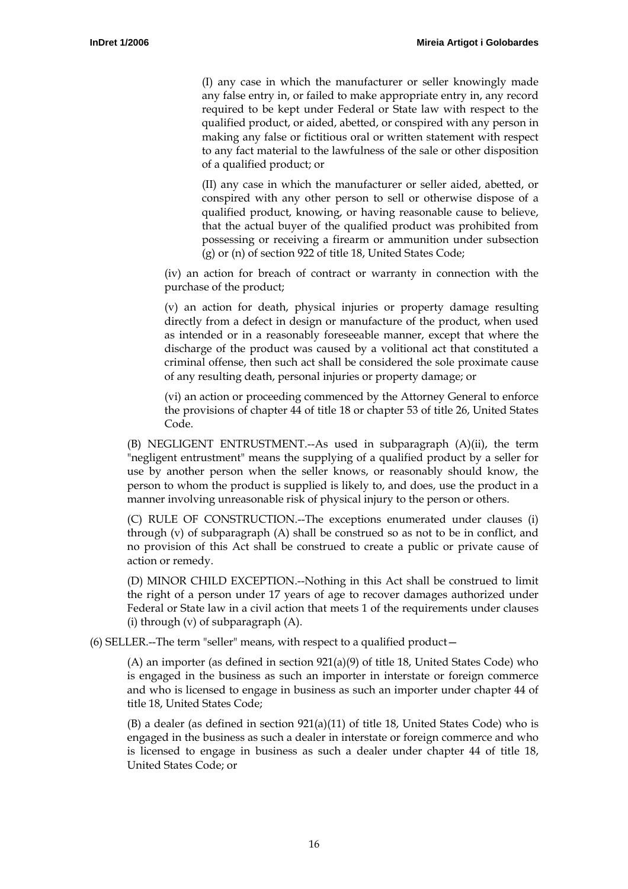(I) any case in which the manufacturer or seller knowingly made any false entry in, or failed to make appropriate entry in, any record required to be kept under Federal or State law with respect to the qualified product, or aided, abetted, or conspired with any person in making any false or fictitious oral or written statement with respect to any fact material to the lawfulness of the sale or other disposition of a qualified product; or

(II) any case in which the manufacturer or seller aided, abetted, or conspired with any other person to sell or otherwise dispose of a qualified product, knowing, or having reasonable cause to believe, that the actual buyer of the qualified product was prohibited from possessing or receiving a firearm or ammunition under subsection (g) or (n) of section 922 of title 18, United States Code;

(iv) an action for breach of contract or warranty in connection with the purchase of the product;

(v) an action for death, physical injuries or property damage resulting directly from a defect in design or manufacture of the product, when used as intended or in a reasonably foreseeable manner, except that where the discharge of the product was caused by a volitional act that constituted a criminal offense, then such act shall be considered the sole proximate cause of any resulting death, personal injuries or property damage; or

(vi) an action or proceeding commenced by the Attorney General to enforce the provisions of chapter 44 of title 18 or chapter 53 of title 26, United States Code.

(B) NEGLIGENT ENTRUSTMENT.--As used in subparagraph (A)(ii), the term "negligent entrustment" means the supplying of a qualified product by a seller for use by another person when the seller knows, or reasonably should know, the person to whom the product is supplied is likely to, and does, use the product in a manner involving unreasonable risk of physical injury to the person or others.

(C) RULE OF CONSTRUCTION.--The exceptions enumerated under clauses (i) through (v) of subparagraph (A) shall be construed so as not to be in conflict, and no provision of this Act shall be construed to create a public or private cause of action or remedy.

(D) MINOR CHILD EXCEPTION.--Nothing in this Act shall be construed to limit the right of a person under 17 years of age to recover damages authorized under Federal or State law in a civil action that meets 1 of the requirements under clauses (i) through (v) of subparagraph (A).

(6) SELLER.--The term "seller" means, with respect to a qualified product—

(A) an importer (as defined in section 921(a)(9) of title 18, United States Code) who is engaged in the business as such an importer in interstate or foreign commerce and who is licensed to engage in business as such an importer under chapter 44 of title 18, United States Code;

(B) a dealer (as defined in section 921(a)(11) of title 18, United States Code) who is engaged in the business as such a dealer in interstate or foreign commerce and who is licensed to engage in business as such a dealer under chapter 44 of title 18, United States Code; or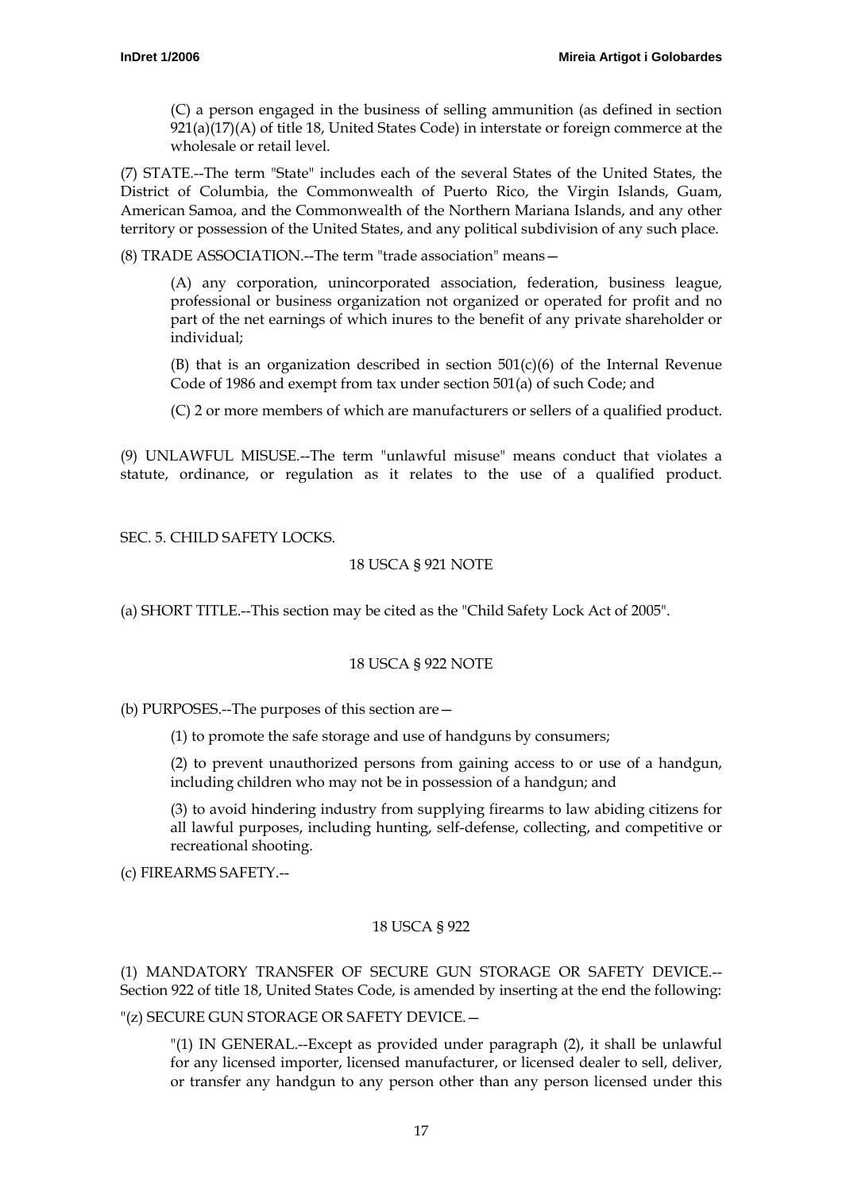(C) a person engaged in the business of selling ammunition (as defined in section 921(a)(17)(A) of title 18, United States Code) in interstate or foreign commerce at the wholesale or retail level.

(7) STATE.--The term "State" includes each of the several States of the United States, the District of Columbia, the Commonwealth of Puerto Rico, the Virgin Islands, Guam, American Samoa, and the Commonwealth of the Northern Mariana Islands, and any other territory or possession of the United States, and any political subdivision of any such place.

(8) TRADE ASSOCIATION.--The term "trade association" means—

(A) any corporation, unincorporated association, federation, business league, professional or business organization not organized or operated for profit and no part of the net earnings of which inures to the benefit of any private shareholder or individual;

(B) that is an organization described in section 501(c)(6) of the Internal Revenue Code of 1986 and exempt from tax under section 501(a) of such Code; and

(C) 2 or more members of which are manufacturers or sellers of a qualified product.

(9) UNLAWFUL MISUSE.--The term "unlawful misuse" means conduct that violates a statute, ordinance, or regulation as it relates to the use of a qualified product.

SEC. 5. CHILD SAFETY LOCKS.

18 USCA § 921 NOTE

(a) SHORT TITLE.--This section may be cited as the "Child Safety Lock Act of 2005".

18 USCA § 922 NOTE

(b) PURPOSES.--The purposes of this section are—

(1) to promote the safe storage and use of handguns by consumers;

(2) to prevent unauthorized persons from gaining access to or use of a handgun, including children who may not be in possession of a handgun; and

(3) to avoid hindering industry from supplying firearms to law abiding citizens for all lawful purposes, including hunting, self-defense, collecting, and competitive or recreational shooting.

(c) FIREARMS SAFETY.--

18 USCA § 922

(1) MANDATORY TRANSFER OF SECURE GUN STORAGE OR SAFETY DEVICE.--Section 922 of title 18, United States Code, is amended by inserting at the end the following:

"(z) SECURE GUN STORAGE OR SAFETY DEVICE.—

"(1) IN GENERAL.--Except as provided under paragraph (2), it shall be unlawful for any licensed importer, licensed manufacturer, or licensed dealer to sell, deliver, or transfer any handgun to any person other than any person licensed under this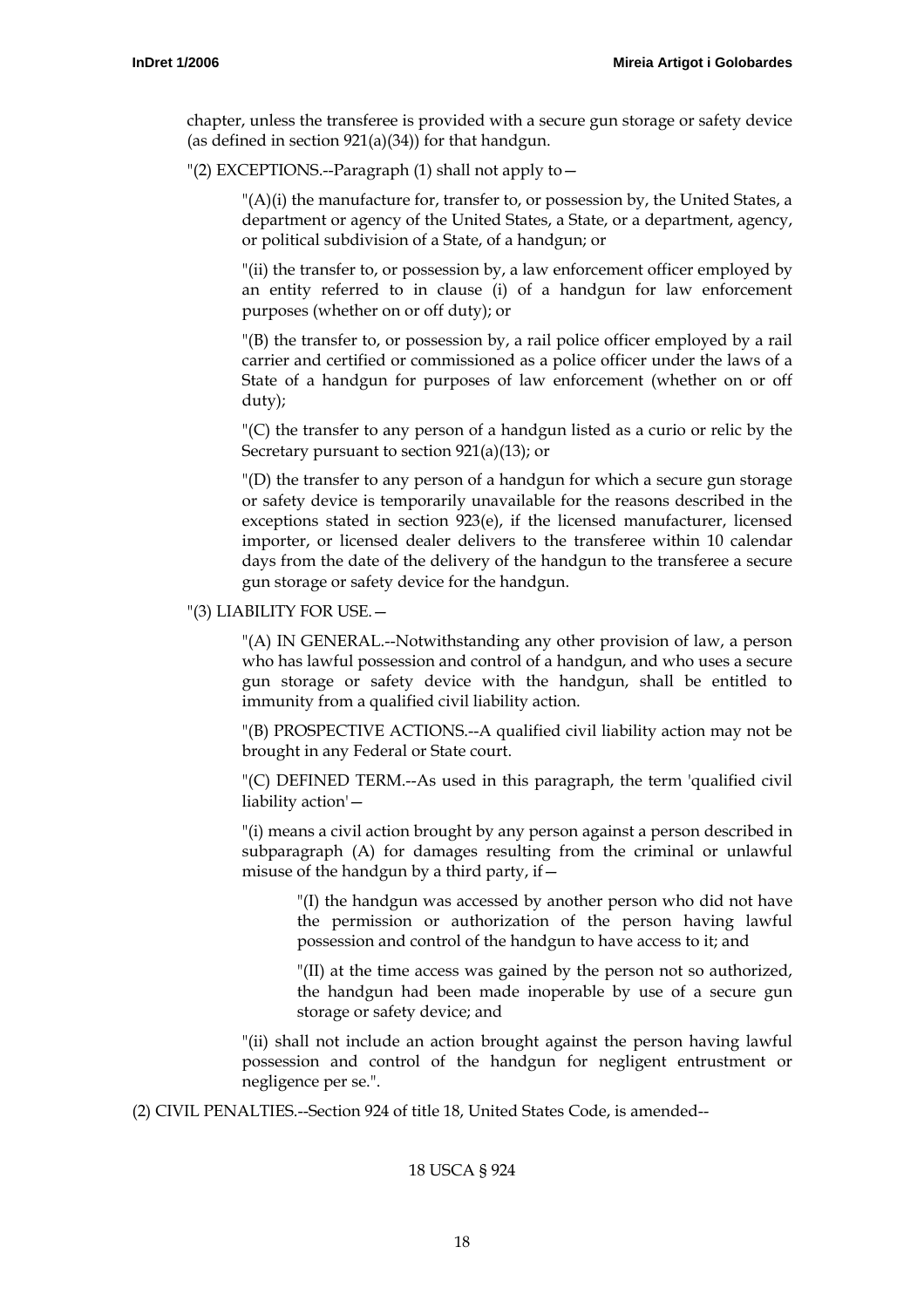chapter, unless the transferee is provided with a secure gun storage or safety device (as defined in section 921(a)(34)) for that handgun.

"(2) EXCEPTIONS.--Paragraph (1) shall not apply to—

"(A)(i) the manufacture for, transfer to, or possession by, the United States, a department or agency of the United States, a State, or a department, agency, or political subdivision of a State, of a handgun; or

"(ii) the transfer to, or possession by, a law enforcement officer employed by an entity referred to in clause (i) of a handgun for law enforcement purposes (whether on or off duty); or

"(B) the transfer to, or possession by, a rail police officer employed by a rail carrier and certified or commissioned as a police officer under the laws of a State of a handgun for purposes of law enforcement (whether on or off duty);

"(C) the transfer to any person of a handgun listed as a curio or relic by the Secretary pursuant to section 921(a)(13); or

"(D) the transfer to any person of a handgun for which a secure gun storage or safety device is temporarily unavailable for the reasons described in the exceptions stated in section 923(e), if the licensed manufacturer, licensed importer, or licensed dealer delivers to the transferee within 10 calendar days from the date of the delivery of the handgun to the transferee a secure gun storage or safety device for the handgun.

"(3) LIABILITY FOR USE.—

"(A) IN GENERAL.--Notwithstanding any other provision of law, a person who has lawful possession and control of a handgun, and who uses a secure gun storage or safety device with the handgun, shall be entitled to immunity from a qualified civil liability action.

"(B) PROSPECTIVE ACTIONS.--A qualified civil liability action may not be brought in any Federal or State court.

"(C) DEFINED TERM.--As used in this paragraph, the term 'qualified civil liability action'—

"(i) means a civil action brought by any person against a person described in subparagraph (A) for damages resulting from the criminal or unlawful misuse of the handgun by a third party, if—

"(I) the handgun was accessed by another person who did not have the permission or authorization of the person having lawful possession and control of the handgun to have access to it; and

"(II) at the time access was gained by the person not so authorized, the handgun had been made inoperable by use of a secure gun storage or safety device; and

"(ii) shall not include an action brought against the person having lawful possession and control of the handgun for negligent entrustment or negligence per se.".

(2) CIVIL PENALTIES.--Section 924 of title 18, United States Code, is amended--

18 USCA § 924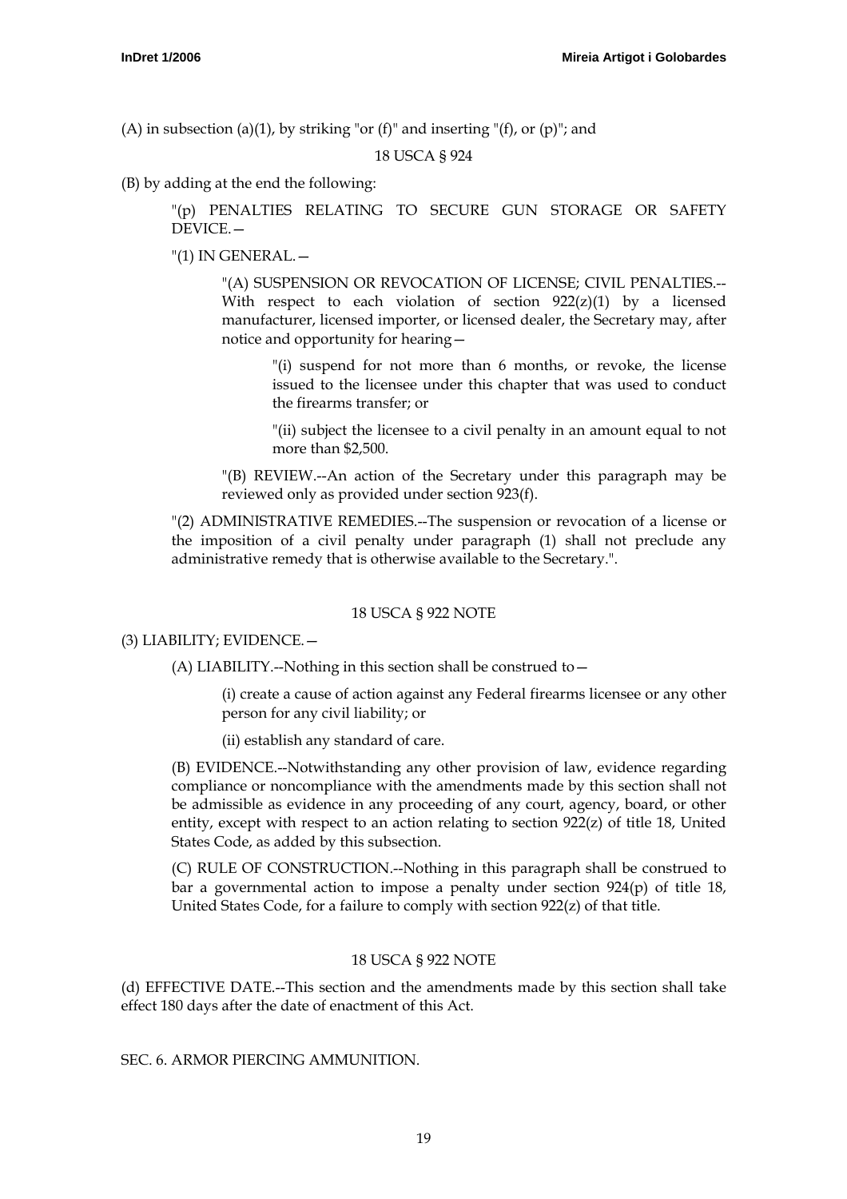(A) in subsection (a)(1), by striking "or (f)" and inserting "(f), or (p)"; and

18 USCA § 924

(B) by adding at the end the following:

> "(p) PENALTIES RELATING TO SECURE GUN STORAGE OR SAFETY DEVICE.—
>
> "(1) IN GENERAL.—
>
>> "(A) SUSPENSION OR REVOCATION OF LICENSE; CIVIL PENALTIES.--With respect to each violation of section 922(z)(1) by a licensed manufacturer, licensed importer, or licensed dealer, the Secretary may, after notice and opportunity for hearing—
>>
>>> "(i) suspend for not more than 6 months, or revoke, the license issued to the licensee under this chapter that was used to conduct the firearms transfer; or
>>>
>>> "(ii) subject the licensee to a civil penalty in an amount equal to not more than $2,500.
>>
>> "(B) REVIEW.--An action of the Secretary under this paragraph may be reviewed only as provided under section 923(f).
>
> "(2) ADMINISTRATIVE REMEDIES.--The suspension or revocation of a license or the imposition of a civil penalty under paragraph (1) shall not preclude any administrative remedy that is otherwise available to the Secretary.".

18 USCA § 922 NOTE

(3) LIABILITY; EVIDENCE.—

> (A) LIABILITY.--Nothing in this section shall be construed to—
>
>> (i) create a cause of action against any Federal firearms licensee or any other person for any civil liability; or
>>
>> (ii) establish any standard of care.
>
> (B) EVIDENCE.--Notwithstanding any other provision of law, evidence regarding compliance or noncompliance with the amendments made by this section shall not be admissible as evidence in any proceeding of any court, agency, board, or other entity, except with respect to an action relating to section 922(z) of title 18, United States Code, as added by this subsection.
>
> (C) RULE OF CONSTRUCTION.--Nothing in this paragraph shall be construed to bar a governmental action to impose a penalty under section 924(p) of title 18, United States Code, for a failure to comply with section 922(z) of that title.

18 USCA § 922 NOTE

(d) EFFECTIVE DATE.--This section and the amendments made by this section shall take effect 180 days after the date of enactment of this Act.

SEC. 6. ARMOR PIERCING AMMUNITION.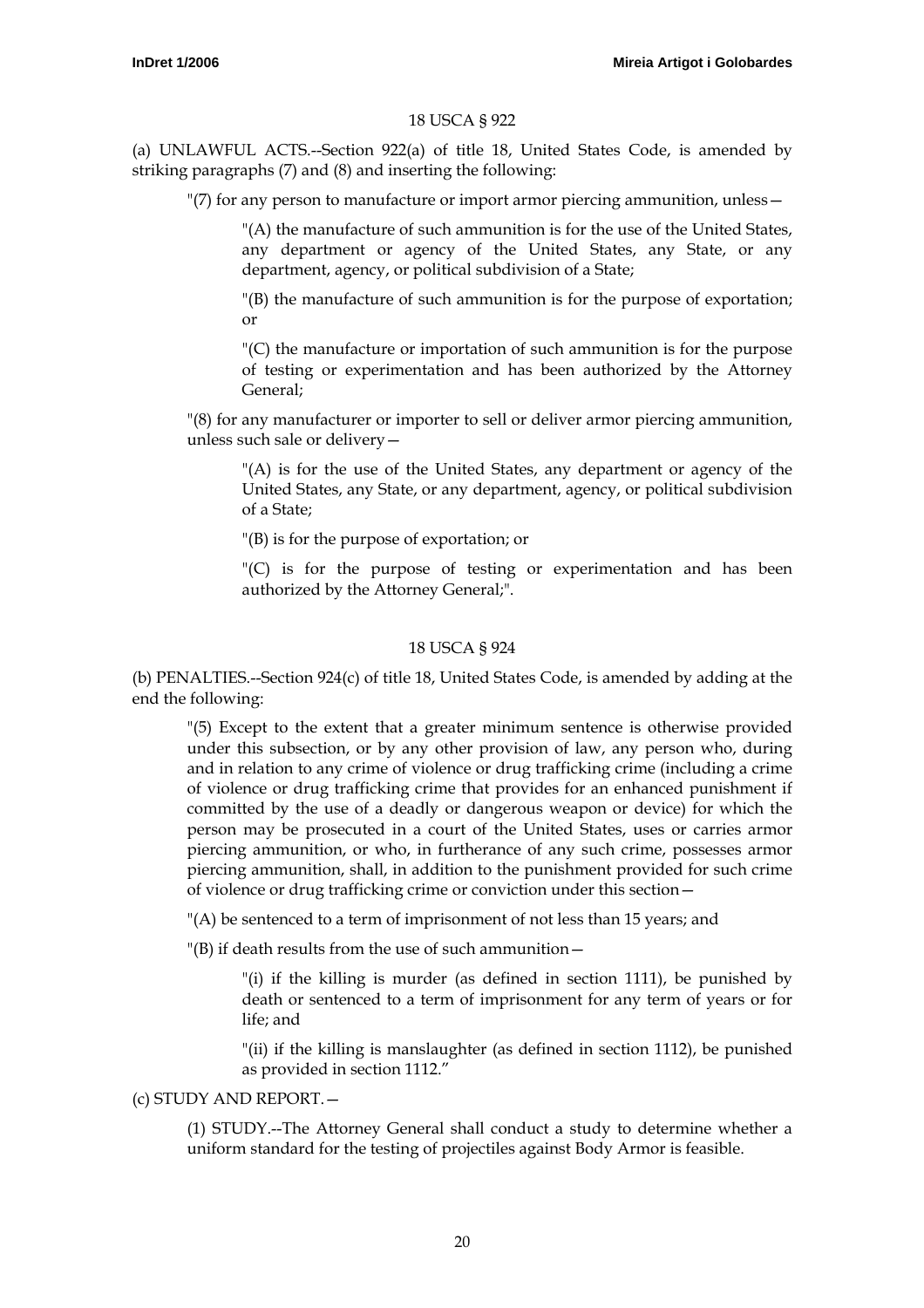18 USCA § 922

(a) UNLAWFUL ACTS.--Section 922(a) of title 18, United States Code, is amended by striking paragraphs (7) and (8) and inserting the following:

> "(7) for any person to manufacture or import armor piercing ammunition, unless—
>
> > "(A) the manufacture of such ammunition is for the use of the United States, any department or agency of the United States, any State, or any department, agency, or political subdivision of a State;
> >
> > "(B) the manufacture of such ammunition is for the purpose of exportation; or
> >
> > "(C) the manufacture or importation of such ammunition is for the purpose of testing or experimentation and has been authorized by the Attorney General;
>
> "(8) for any manufacturer or importer to sell or deliver armor piercing ammunition, unless such sale or delivery—
>
> > "(A) is for the use of the United States, any department or agency of the United States, any State, or any department, agency, or political subdivision of a State;
> >
> > "(B) is for the purpose of exportation; or
> >
> > "(C) is for the purpose of testing or experimentation and has been authorized by the Attorney General;".

18 USCA § 924

(b) PENALTIES.--Section 924(c) of title 18, United States Code, is amended by adding at the end the following:

> "(5) Except to the extent that a greater minimum sentence is otherwise provided under this subsection, or by any other provision of law, any person who, during and in relation to any crime of violence or drug trafficking crime (including a crime of violence or drug trafficking crime that provides for an enhanced punishment if committed by the use of a deadly or dangerous weapon or device) for which the person may be prosecuted in a court of the United States, uses or carries armor piercing ammunition, or who, in furtherance of any such crime, possesses armor piercing ammunition, shall, in addition to the punishment provided for such crime of violence or drug trafficking crime or conviction under this section—
>
> "(A) be sentenced to a term of imprisonment of not less than 15 years; and
>
> "(B) if death results from the use of such ammunition—
>
> > "(i) if the killing is murder (as defined in section 1111), be punished by death or sentenced to a term of imprisonment for any term of years or for life; and
> >
> > "(ii) if the killing is manslaughter (as defined in section 1112), be punished as provided in section 1112."

(c) STUDY AND REPORT.—

> (1) STUDY.--The Attorney General shall conduct a study to determine whether a uniform standard for the testing of projectiles against Body Armor is feasible.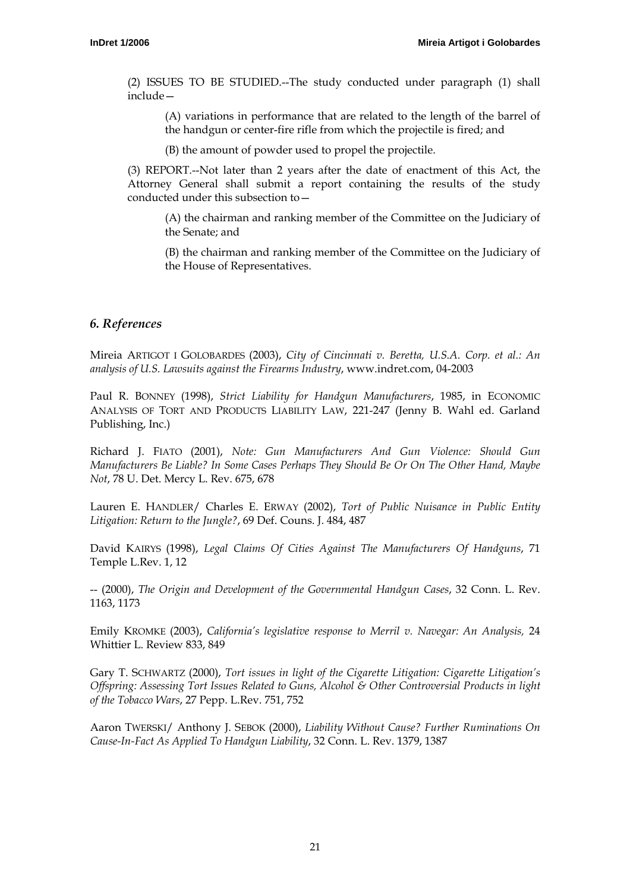(2) ISSUES TO BE STUDIED.--The study conducted under paragraph (1) shall include—

(A) variations in performance that are related to the length of the barrel of the handgun or center-fire rifle from which the projectile is fired; and

(B) the amount of powder used to propel the projectile.

(3) REPORT.--Not later than 2 years after the date of enactment of this Act, the Attorney General shall submit a report containing the results of the study conducted under this subsection to—

(A) the chairman and ranking member of the Committee on the Judiciary of the Senate; and

(B) the chairman and ranking member of the Committee on the Judiciary of the House of Representatives.

## *6. References*

Mireia ARTIGOT I GOLOBARDES (2003), *City of Cincinnati v. Beretta, U.S.A. Corp. et al.: An analysis of U.S. Lawsuits against the Firearms Industry*, www.indret.com, 04-2003

Paul R. BONNEY (1998), *Strict Liability for Handgun Manufacturers*, 1985, in ECONOMIC ANALYSIS OF TORT AND PRODUCTS LIABILITY LAW, 221-247 (Jenny B. Wahl ed. Garland Publishing, Inc.)

Richard J. FIATO (2001), *Note: Gun Manufacturers And Gun Violence: Should Gun Manufacturers Be Liable? In Some Cases Perhaps They Should Be Or On The Other Hand, Maybe Not*, 78 U. Det. Mercy L. Rev. 675, 678

Lauren E. HANDLER/ Charles E. ERWAY (2002), *Tort of Public Nuisance in Public Entity Litigation: Return to the Jungle?*, 69 Def. Couns. J. 484, 487

David KAIRYS (1998), *Legal Claims Of Cities Against The Manufacturers Of Handguns*, 71 Temple L.Rev. 1, 12

-- (2000), *The Origin and Development of the Governmental Handgun Cases*, 32 Conn. L. Rev. 1163, 1173

Emily KROMKE (2003), *California's legislative response to Merril v. Navegar: An Analysis,* 24 Whittier L. Review 833, 849

Gary T. SCHWARTZ (2000), *Tort issues in light of the Cigarette Litigation: Cigarette Litigation's Offspring: Assessing Tort Issues Related to Guns, Alcohol & Other Controversial Products in light of the Tobacco Wars*, 27 Pepp. L.Rev. 751, 752

Aaron TWERSKI/ Anthony J. SEBOK (2000), *Liability Without Cause? Further Ruminations On Cause-In-Fact As Applied To Handgun Liability*, 32 Conn. L. Rev. 1379, 1387